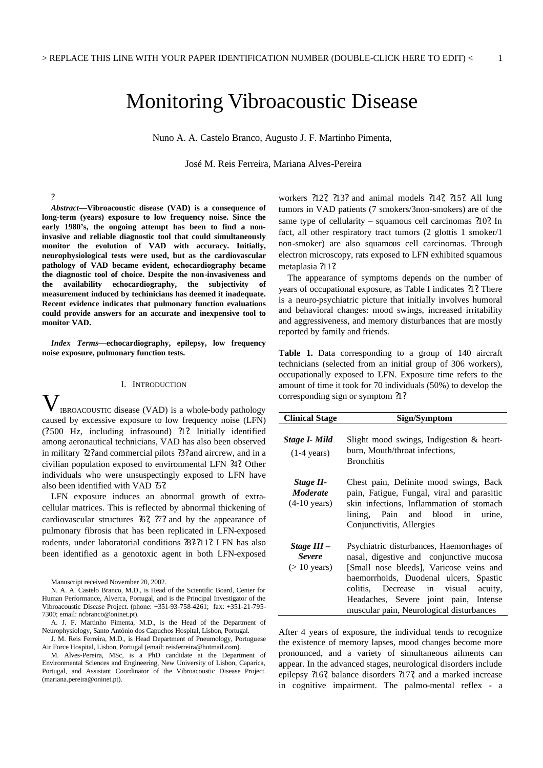# Monitoring Vibroacoustic Disease

Nuno A. A. Castelo Branco, Augusto J. F. Martinho Pimenta,

José M. Reis Ferreira, Mariana Alves-Pereira

?

***Abstract*—Vibroacoustic disease (VAD) is a consequence of long-term (years) exposure to low frequency noise. Since the early 1980's, the ongoing attempt has been to find a non-invasive and reliable diagnostic tool that could simultaneously monitor the evolution of VAD with accuracy. Initially, neurophysiological tests were used, but as the cardiovascular pathology of VAD became evident, echocardiography became the diagnostic tool of choice. Despite the non-invasiveness and the availability echocardiography, the subjectivity of measurement induced by techinicians has deemed it inadequate. Recent evidence indicates that pulmonary function evaluations could provide answers for an accurate and inexpensive tool to monitor VAD.**

***Index Terms*—echocardiography, epilepsy, low frequency noise exposure, pulmonary function tests.**

## I. Introduction

VIBROACOUSTIC disease (VAD) is a whole-body pathology caused by excessive exposure to low frequency noise (LFN) (?500 Hz, including infrasound) ?1?. Initially identified among aeronautical technicians, VAD has also been observed in military ?2?and commercial pilots ?3?and aircrew, and in a civilian population exposed to environmental LFN ?4?. Other individuals who were unsuspectingly exposed to LFN have also been identified with VAD ?5?.

LFN exposure induces an abnormal growth of extra-cellular matrices. This is reflected by abnormal thickening of cardiovascular structures ?6?, ?7? and by the appearance of pulmonary fibrosis that has been replicated in LFN-exposed rodents, under laboratorial conditions ?8?-?11?. LFN has also been identified as a genotoxic agent in both LFN-exposed workers ?12?, ?13? and animal models ?14?, ?15?. All lung tumors in VAD patients (7 smokers/3non-smokers) are of the same type of cellularity – squamous cell carcinomas ?10?. In fact, all other respiratory tract tumors (2 glottis 1 smoker/1 non-smoker) are also squamous cell carcinomas. Through electron microscopy, rats exposed to LFN exhibited squamous metaplasia ?11?.

The appearance of symptoms depends on the number of years of occupational exposure, as Table I indicates ?1? There is a neuro-psychiatric picture that initially involves humoral and behavioral changes: mood swings, increased irritability and aggressiveness, and memory disturbances that are mostly reported by family and friends.

**Table 1.** Data corresponding to a group of 140 aircraft technicians (selected from an initial group of 306 workers), occupationally exposed to LFN. Exposure time refers to the amount of time it took for 70 individuals (50%) to develop the corresponding sign or symptom ?1?

| Clinical Stage | Sign/Symptom |
|---|---|
| ***Stage I- Mild*** (1-4 years) | Slight mood swings, Indigestion & heart-burn, Mouth/throat infections, Bronchitis |
| ***Stage II- Moderate*** (4-10 years) | Chest pain, Definite mood swings, Back pain, Fatigue, Fungal, viral and parasitic skin infections, Inflammation of stomach lining, Pain and blood in urine, Conjunctivitis, Allergies |
| ***Stage III – Severe*** (> 10 years) | Psychiatric disturbances, Haemorrhages of nasal, digestive and conjunctive mucosa [Small nose bleeds], Varicose veins and haemorrhoids, Duodenal ulcers, Spastic colitis, Decrease in visual acuity, Headaches, Severe joint pain, Intense muscular pain, Neurological disturbances |

After 4 years of exposure, the individual tends to recognize the existence of memory lapses, mood changes become more pronounced, and a variety of simultaneous ailments can appear. In the advanced stages, neurological disorders include epilepsy ?16?, balance disorders ?17?, and a marked increase in cognitive impairment. The palmo-mental reflex - a

Manuscript received November 20, 2002.

N. A. A. Castelo Branco, M.D., is Head of the Scientific Board, Center for Human Performance, Alverca, Portugal, and is the Principal Investigator of the Vibroacoustic Disease Project. (phone: +351-93-758-4261; fax: +351-21-795-7300; email: ncbranco@oninet.pt).

A. J. F. Martinho Pimenta, M.D., is the Head of the Department of Neurophysiology, Santo António dos Capuchos Hospital, Lisbon, Portugal.

J. M. Reis Ferreira, M.D., is Head Department of Pneumology, Portuguese Air Force Hospital, Lisbon, Portugal (email: reisferreira@hotmail.com).

M. Alves-Pereira, MSc, is a PhD candidate at the Department of Environmental Sciences and Engineering, New University of Lisbon, Caparica, Portugal, and Assistant Coordinator of the Vibroacoustic Disease Project. (mariana.pereira@oninet.pt).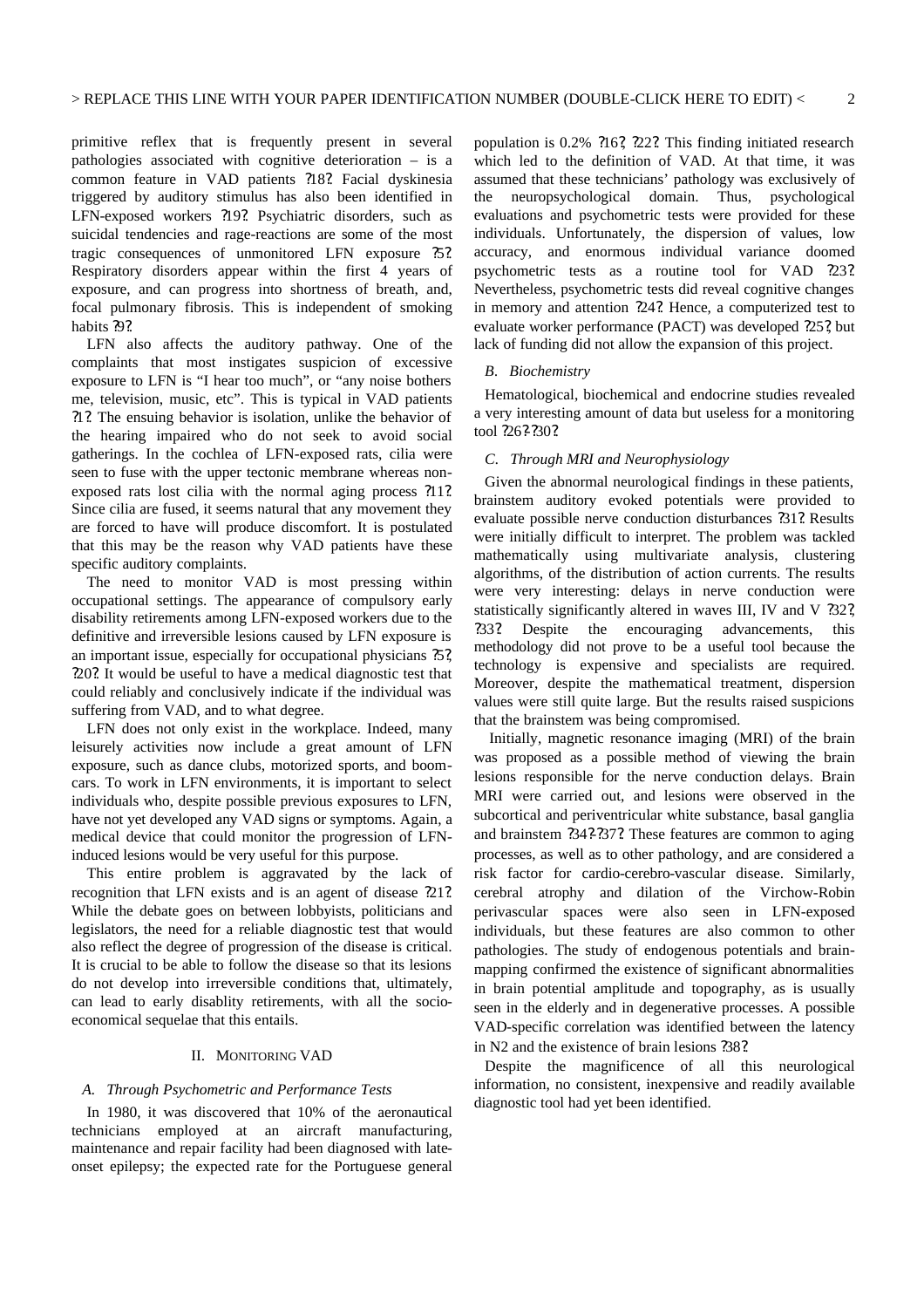primitive reflex that is frequently present in several pathologies associated with cognitive deterioration – is a common feature in VAD patients ?18?. Facial dyskinesia triggered by auditory stimulus has also been identified in LFN-exposed workers ?19?. Psychiatric disorders, such as suicidal tendencies and rage-reactions are some of the most tragic consequences of unmonitored LFN exposure ?5?. Respiratory disorders appear within the first 4 years of exposure, and can progress into shortness of breath, and, focal pulmonary fibrosis. This is independent of smoking habits ?9?.

LFN also affects the auditory pathway. One of the complaints that most instigates suspicion of excessive exposure to LFN is "I hear too much", or "any noise bothers me, television, music, etc". This is typical in VAD patients ?1?. The ensuing behavior is isolation, unlike the behavior of the hearing impaired who do not seek to avoid social gatherings. In the cochlea of LFN-exposed rats, cilia were seen to fuse with the upper tectonic membrane whereas non-exposed rats lost cilia with the normal aging process ?11?. Since cilia are fused, it seems natural that any movement they are forced to have will produce discomfort. It is postulated that this may be the reason why VAD patients have these specific auditory complaints.

The need to monitor VAD is most pressing within occupational settings. The appearance of compulsory early disability retirements among LFN-exposed workers due to the definitive and irreversible lesions caused by LFN exposure is an important issue, especially for occupational physicians ?5?, ?20?. It would be useful to have a medical diagnostic test that could reliably and conclusively indicate if the individual was suffering from VAD, and to what degree.

LFN does not only exist in the workplace. Indeed, many leisurely activities now include a great amount of LFN exposure, such as dance clubs, motorized sports, and boom-cars. To work in LFN environments, it is important to select individuals who, despite possible previous exposures to LFN, have not yet developed any VAD signs or symptoms. Again, a medical device that could monitor the progression of LFN-induced lesions would be very useful for this purpose.

This entire problem is aggravated by the lack of recognition that LFN exists and is an agent of disease ?21?. While the debate goes on between lobbyists, politicians and legislators, the need for a reliable diagnostic test that would also reflect the degree of progression of the disease is critical. It is crucial to be able to follow the disease so that its lesions do not develop into irreversible conditions that, ultimately, can lead to early disablity retirements, with all the socio-economical sequelae that this entails.

## II. Monitoring VAD

### *A. Through Psychometric and Performance Tests*

In 1980, it was discovered that 10% of the aeronautical technicians employed at an aircraft manufacturing, maintenance and repair facility had been diagnosed with late-onset epilepsy; the expected rate for the Portuguese general population is 0.2% ?16?, ?22?. This finding initiated research which led to the definition of VAD. At that time, it was assumed that these technicians' pathology was exclusively of the neuropsychological domain. Thus, psychological evaluations and psychometric tests were provided for these individuals. Unfortunately, the dispersion of values, low accuracy, and enormous individual variance doomed psychometric tests as a routine tool for VAD ?23?. Nevertheless, psychometric tests did reveal cognitive changes in memory and attention ?24?. Hence, a computerized test to evaluate worker performance (PACT) was developed ?25?, but lack of funding did not allow the expansion of this project.

### *B. Biochemistry*

Hematological, biochemical and endocrine studies revealed a very interesting amount of data but useless for a monitoring tool ?26?-?30?.

### *C. Through MRI and Neurophysiology*

Given the abnormal neurological findings in these patients, brainstem auditory evoked potentials were provided to evaluate possible nerve conduction disturbances ?31?. Results were initially difficult to interpret. The problem was tackled mathematically using multivariate analysis, clustering algorithms, of the distribution of action currents. The results were very interesting: delays in nerve conduction were statistically significantly altered in waves III, IV and V ?32?, ?33?. Despite the encouraging advancements, this methodology did not prove to be a useful tool because the technology is expensive and specialists are required. Moreover, despite the mathematical treatment, dispersion values were still quite large. But the results raised suspicions that the brainstem was being compromised.

Initially, magnetic resonance imaging (MRI) of the brain was proposed as a possible method of viewing the brain lesions responsible for the nerve conduction delays. Brain MRI were carried out, and lesions were observed in the subcortical and periventricular white substance, basal ganglia and brainstem ?34?-?37?. These features are common to aging processes, as well as to other pathology, and are considered a risk factor for cardio-cerebro-vascular disease. Similarly, cerebral atrophy and dilation of the Virchow-Robin perivascular spaces were also seen in LFN-exposed individuals, but these features are also common to other pathologies. The study of endogenous potentials and brain-mapping confirmed the existence of significant abnormalities in brain potential amplitude and topography, as is usually seen in the elderly and in degenerative processes. A possible VAD-specific correlation was identified between the latency in N2 and the existence of brain lesions ?38?.

Despite the magnificence of all this neurological information, no consistent, inexpensive and readily available diagnostic tool had yet been identified.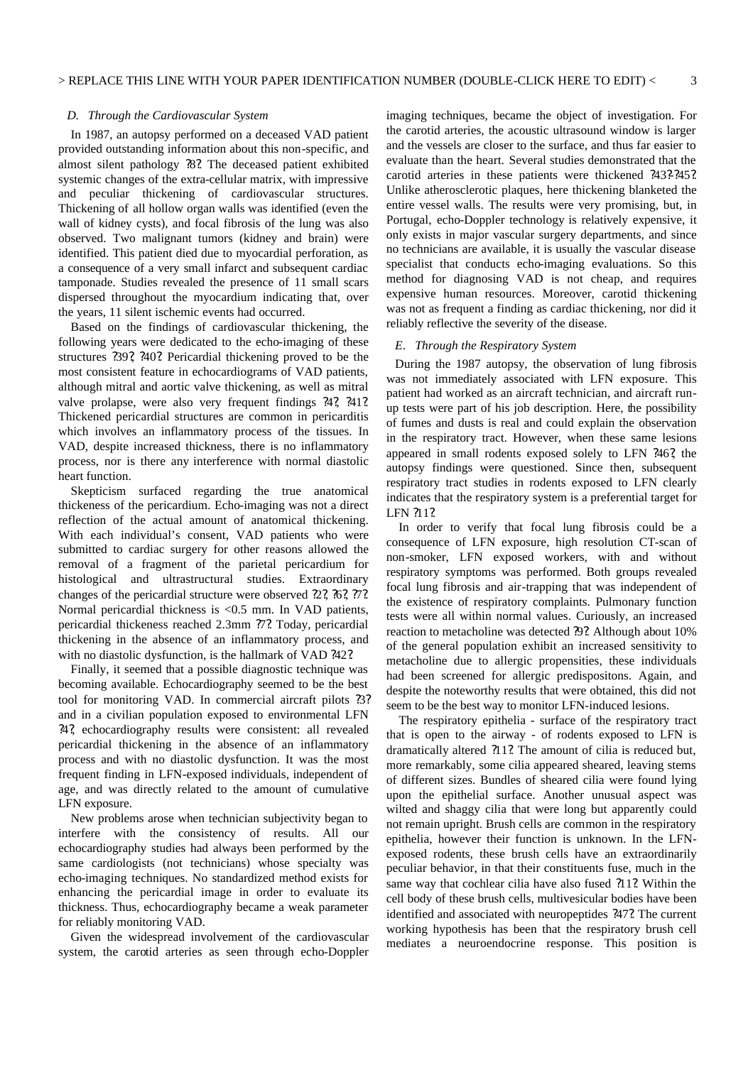### D. Through the Cardiovascular System

In 1987, an autopsy performed on a deceased VAD patient provided outstanding information about this non-specific, and almost silent pathology ?8?. The deceased patient exhibited systemic changes of the extra-cellular matrix, with impressive and peculiar thickening of cardiovascular structures. Thickening of all hollow organ walls was identified (even the wall of kidney cysts), and focal fibrosis of the lung was also observed. Two malignant tumors (kidney and brain) were identified. This patient died due to myocardial perforation, as a consequence of a very small infarct and subsequent cardiac tamponade. Studies revealed the presence of 11 small scars dispersed throughout the myocardium indicating that, over the years, 11 silent ischemic events had occurred.

Based on the findings of cardiovascular thickening, the following years were dedicated to the echo-imaging of these structures ?39?, ?40?. Pericardial thickening proved to be the most consistent feature in echocardiograms of VAD patients, although mitral and aortic valve thickening, as well as mitral valve prolapse, were also very frequent findings ?4?, ?41?. Thickened pericardial structures are common in pericarditis which involves an inflammatory process of the tissues. In VAD, despite increased thickness, there is no inflammatory process, nor is there any interference with normal diastolic heart function.

Skepticism surfaced regarding the true anatomical thickeness of the pericardium. Echo-imaging was not a direct reflection of the actual amount of anatomical thickening. With each individual's consent, VAD patients who were submitted to cardiac surgery for other reasons allowed the removal of a fragment of the parietal pericardium for histological and ultrastructural studies. Extraordinary changes of the pericardial structure were observed ?2?, ?6?, ?7?. Normal pericardial thickness is <0.5 mm. In VAD patients, pericardial thickeness reached 2.3mm ?7?. Today, pericardial thickening in the absence of an inflammatory process, and with no diastolic dysfunction, is the hallmark of VAD ?42?.

Finally, it seemed that a possible diagnostic technique was becoming available. Echocardiography seemed to be the best tool for monitoring VAD. In commercial aircraft pilots ?3? and in a civilian population exposed to environmental LFN ?4?, echocardiography results were consistent: all revealed pericardial thickening in the absence of an inflammatory process and with no diastolic dysfunction. It was the most frequent finding in LFN-exposed individuals, independent of age, and was directly related to the amount of cumulative LFN exposure.

New problems arose when technician subjectivity began to interfere with the consistency of results. All our echocardiography studies had always been performed by the same cardiologists (not technicians) whose specialty was echo-imaging techniques. No standardized method exists for enhancing the pericardial image in order to evaluate its thickness. Thus, echocardiography became a weak parameter for reliably monitoring VAD.

Given the widespread involvement of the cardiovascular system, the carotid arteries as seen through echo-Doppler imaging techniques, became the object of investigation. For the carotid arteries, the acoustic ultrasound window is larger and the vessels are closer to the surface, and thus far easier to evaluate than the heart. Several studies demonstrated that the carotid arteries in these patients were thickened ?43?-?45?. Unlike atherosclerotic plaques, here thickening blanketed the entire vessel walls. The results were very promising, but, in Portugal, echo-Doppler technology is relatively expensive, it only exists in major vascular surgery departments, and since no technicians are available, it is usually the vascular disease specialist that conducts echo-imaging evaluations. So this method for diagnosing VAD is not cheap, and requires expensive human resources. Moreover, carotid thickening was not as frequent a finding as cardiac thickening, nor did it reliably reflective the severity of the disease.

### E. Through the Respiratory System

During the 1987 autopsy, the observation of lung fibrosis was not immediately associated with LFN exposure. This patient had worked as an aircraft technician, and aircraft run-up tests were part of his job description. Here, the possibility of fumes and dusts is real and could explain the observation in the respiratory tract. However, when these same lesions appeared in small rodents exposed solely to LFN ?46?, the autopsy findings were questioned. Since then, subsequent respiratory tract studies in rodents exposed to LFN clearly indicates that the respiratory system is a preferential target for LFN ?11?.

In order to verify that focal lung fibrosis could be a consequence of LFN exposure, high resolution CT-scan of non-smoker, LFN exposed workers, with and without respiratory symptoms was performed. Both groups revealed focal lung fibrosis and air-trapping that was independent of the existence of respiratory complaints. Pulmonary function tests were all within normal values. Curiously, an increased reaction to metacholine was detected ?9?. Although about 10% of the general population exhibit an increased sensitivity to metacholine due to allergic propensities, these individuals had been screened for allergic predispositons. Again, and despite the noteworthy results that were obtained, this did not seem to be the best way to monitor LFN-induced lesions.

The respiratory epithelia - surface of the respiratory tract that is open to the airway - of rodents exposed to LFN is dramatically altered ?11?. The amount of cilia is reduced but, more remarkably, some cilia appeared sheared, leaving stems of different sizes. Bundles of sheared cilia were found lying upon the epithelial surface. Another unusual aspect was wilted and shaggy cilia that were long but apparently could not remain upright. Brush cells are common in the respiratory epithelia, however their function is unknown. In the LFN-exposed rodents, these brush cells have an extraordinarily peculiar behavior, in that their constituents fuse, much in the same way that cochlear cilia have also fused ?11?. Within the cell body of these brush cells, multivesicular bodies have been identified and associated with neuropeptides ?47?. The current working hypothesis has been that the respiratory brush cell mediates a neuroendocrine response. This position is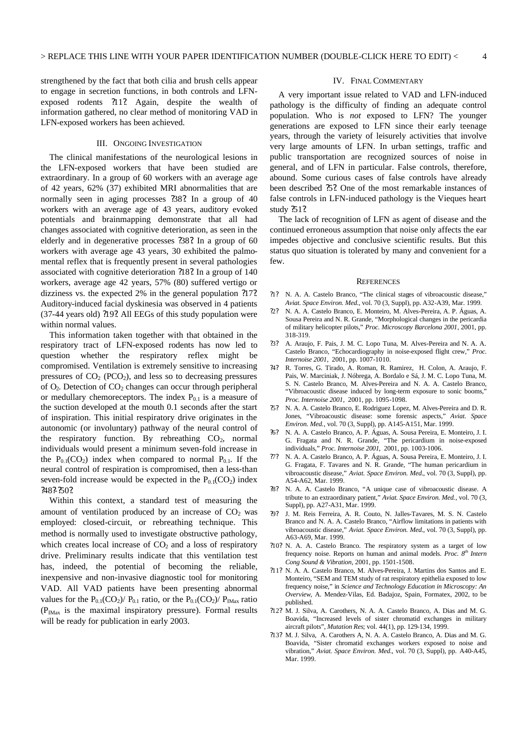strengthened by the fact that both cilia and brush cells appear to engage in secretion functions, in both controls and LFN-exposed rodents [11]. Again, despite the wealth of information gathered, no clear method of monitoring VAD in LFN-exposed workers has been achieved.

## III. Ongoing Investigation

The clinical manifestations of the neurological lesions in the LFN-exposed workers that have been studied are extraordinary. In a group of 60 workers with an average age of 42 years, 62% (37) exhibited MRI abnormalities that are normally seen in aging processes [38]. In a group of 40 workers with an average age of 43 years, auditory evoked potentials and brainmapping demonstrate that all had changes associated with cognitive deterioration, as seen in the elderly and in degenerative processes [38]. In a group of 60 workers with average age 43 years, 30 exhibited the palmo-mental reflex that is frequently present in several pathologies associated with cognitive deterioration [18]. In a group of 140 workers, average age 42 years, 57% (80) suffered vertigo or dizziness vs. the expected 2% in the general population [17]. Auditory-induced facial dyskinesia was observed in 4 patients (37-44 years old) [19]. All EEGs of this study population were within normal values.

This information taken together with that obtained in the respiratory tract of LFN-exposed rodents has now led to question whether the respiratory reflex might be compromised. Ventilation is extremely sensitive to increasing pressures of $CO_2$ ($PCO_2$), and less so to decreasing pressures of $O_2$. Detection of $CO_2$ changes can occur through peripheral or medullary chemoreceptors. The index $P_{0.1}$ is a measure of the suction developed at the mouth 0.1 seconds after the start of inspiration. This initial respiratory drive originates in the autonomic (or involuntary) pathway of the neural control of the respiratory function. By rebreathing $CO_2$, normal individuals would present a minimum seven-fold increase in the $P_{0.1}(CO_2)$ index when compared to normal $P_{0.1}$. If the neural control of respiration is compromised, then a less-than seven-fold increase would be expected in the $P_{0.1}(CO_2)$ index [48-50].

Within this context, a standard test of measuring the amount of ventilation produced by an increase of $CO_2$ was employed: closed-circuit, or rebreathing technique. This method is normally used to investigate obstructive pathology, which creates local increase of $CO_2$ and a loss of respiratory drive. Preliminary results indicate that this ventilation test has, indeed, the potential of becoming the reliable, inexpensive and non-invasive diagnostic tool for monitoring VAD. All VAD patients have been presenting abnormal values for the $P_{0.1}(CO_2)/\ P_{0.1}$ ratio, or the $P_{0.1}(CO_2)/\ P_{IMax}$ ratio ($P_{IMax}$ is the maximal inspiratory pressure). Formal results will be ready for publication in early 2003.

## IV. Final Commentary

A very important issue related to VAD and LFN-induced pathology is the difficulty of finding an adequate control population. Who is *not* exposed to LFN? The younger generations are exposed to LFN since their early teenage years, through the variety of leisurely activities that involve very large amounts of LFN. In urban settings, traffic and public transportation are recognized sources of noise in general, and of LFN in particular. False controls, therefore, abound. Some curious cases of false controls have already been described [5]. One of the most remarkable instances of false controls in LFN-induced pathology is the Vieques heart study [51].

The lack of recognition of LFN as agent of disease and the continued erroneous assumption that noise only affects the ear impedes objective and conclusive scientific results. But this status quo situation is tolerated by many and convenient for a few.

## References

[1] N. A. A. Castelo Branco, "The clinical stages of vibroacoustic disease," *Aviat. Space Environ. Med.*, vol. 70 (3, Suppl), pp. A32-A39, Mar. 1999.

[2] N. A. A. Castelo Branco, E. Monteiro, M. Alves-Pereira, A. P. Águas, A. Sousa Pereira and N. R. Grande, "Morphological changes in the pericardia of military helicopter pilots," *Proc. Microscopy Barcelona 2001*, 2001, pp. 318-319.

[3] A. Araujo, F. Pais, J. M. C. Lopo Tuna, M. Alves-Pereira and N. A. A. Castelo Branco, "Echocardiography in noise-exposed flight crew," *Proc. Internoise 2001*, 2001, pp. 1007-1010.

[4] R. Torres, G. Tirado, A. Roman, R. Ramirez, H. Colon, A. Araujo, F. Pais, W. Marciniak, J. Nóbrega, A. Bordalo e Sá, J. M. C. Lopo Tuna, M. S. N. Castelo Branco, M. Alves-Pereira and N. A. A. Castelo Branco, "Vibroacoustic disease induced by long-term exposure to sonic booms," *Proc. Internoise 2001*, 2001, pp. 1095-1098.

[5] N. A. A. Castelo Branco, E. Rodriguez Lopez, M. Alves-Pereira and D. R. Jones, "Vibroacoustic disease: some forensic aspects," *Aviat. Space Environ. Med.*, vol. 70 (3, Suppl), pp. A145-A151, Mar. 1999.

[6] N. A. A. Castelo Branco, A. P. Águas, A. Sousa Pereira, E. Monteiro, J. I. G. Fragata and N. R. Grande, "The pericardium in noise-exposed individuals," *Proc. Internoise 2001*, 2001, pp. 1003-1006.

[7] N. A. A. Castelo Branco, A. P. Águas, A. Sousa Pereira, E. Monteiro, J. I. G. Fragata, F. Tavares and N. R. Grande, "The human pericardium in vibroacoustic disease," *Aviat. Space Environ. Med.*, vol. 70 (3, Suppl), pp. A54-A62, Mar. 1999.

[8] N. A. A. Castelo Branco, "A unique case of vibroacoustic disease. A tribute to an extraordinary patient," *Aviat. Space Environ. Med.*, vol. 70 (3, Suppl), pp. A27-A31, Mar. 1999.

[9] J. M. Reis Ferreira, A. R. Couto, N. Jalles-Tavares, M. S. N. Castelo Branco and N. A. A. Castelo Branco, "Airflow limitations in patients with vibroacoustic disease," *Aviat. Space Environ. Med.*, vol. 70 (3, Suppl), pp. A63-A69, Mar. 1999.

[10] N. A. A. Castelo Branco. The respiratory system as a target of low frequency noise. Reports on human and animal models. *Proc. 8th Intern Cong Sound & Vibration*, 2001, pp. 1501-1508.

[11] N. A. A. Castelo Branco, M. Alves-Pereira, J. Martins dos Santos and E. Monteiro, "SEM and TEM study of rat respiratory epithelia exposed to low frequency noise," in *Science and Technology Education in Microscopy: An Overview*, A. Mendez-Vilas, Ed. Badajoz, Spain, Formatex, 2002, to be published.

[12] M. J. Silva, A. Carothers, N. A. A. Castelo Branco, A. Dias and M. G. Boavida, "Increased levels of sister chromatid exchanges in military aircraft pilots", *Mutation Res*; vol. 44(1), pp. 129-134, 1999.

[13] M. J. Silva, A. Carothers A, N. A. A. Castelo Branco, A. Dias and M. G. Boavida, "Sister chromatid exchanges workers exposed to noise and vibration," *Aviat. Space Environ. Med.*, vol. 70 (3, Suppl), pp. A40-A45, Mar. 1999.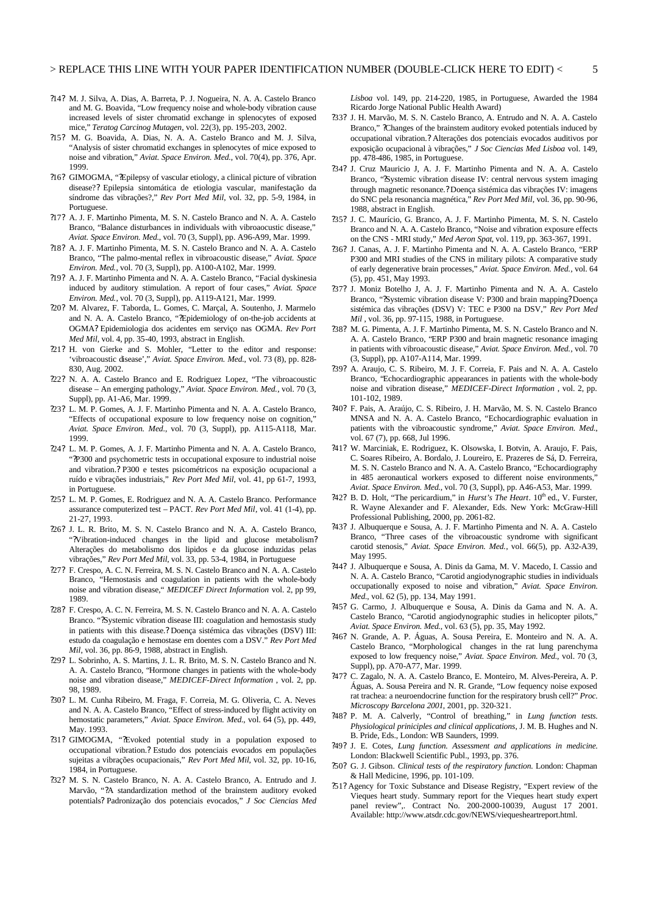?14? M. J. Silva, A. Dias, A. Barreta, P. J. Nogueira, N. A. A. Castelo Branco and M. G. Boavida, "Low frequency noise and whole-body vibration cause increased levels of sister chromatid exchange in splenocytes of exposed mice," *Teratog Carcinog Mutagen*, vol. 22(3), pp. 195-203, 2002.

?15? M. G. Boavida, A. Dias, N. A. A. Castelo Branco and M. J. Silva, "Analysis of sister chromatid exchanges in splenocytes of mice exposed to noise and vibration," *Aviat. Space Environ. Med.*, vol. 70(4), pp. 376, Apr. 1999.

?16? GIMOGMA, "?Epilepsy of vascular etiology, a clinical picture of vibration disease?? Epilepsia sintomática de etiologia vascular, manifestação da síndrome das vibrações?," *Rev Port Med Mil*, vol. 32, pp. 5-9, 1984, in Portuguese.

?17? A. J. F. Martinho Pimenta, M. S. N. Castelo Branco and N. A. A. Castelo Branco, "Balance disturbances in individuals with vibroacoustic disease," *Aviat. Space Environ. Med.*, vol. 70 (3, Suppl), pp. A96-A99, Mar. 1999.

?18? A. J. F. Martinho Pimenta, M. S. N. Castelo Branco and N. A. A. Castelo Branco, "The palmo-mental reflex in vibroacoustic disease," *Aviat. Space Environ. Med.*, vol. 70 (3, Suppl), pp. A100-A102, Mar. 1999.

?19? A. J. F. Martinho Pimenta and N. A. A. Castelo Branco, "Facial dyskinesia induced by auditory stimulation. A report of four cases," *Aviat. Space Environ. Med.*, vol. 70 (3, Suppl), pp. A119-A121, Mar. 1999.

?20? M. Alvarez, F. Taborda, L. Gomes, C. Marçal, A. Soutenho, J. Marmelo and N. A. A. Castelo Branco, "?Epidemiology of on-the-job accidents at OGMA? Epidemiologia dos acidentes em serviço nas OGMA. *Rev Port Med Mil*, vol. 4, pp. 35-40, 1993, abstract in English.

?21? H. von Gierke and S. Mohler, "Letter to the editor and response: 'vibroacoustic disease'," *Aviat. Space Environ. Med.*, vol. 73 (8), pp. 828-830, Aug. 2002.

?22? N. A. A. Castelo Branco and E. Rodriguez Lopez, "The vibroacoustic disease – An emerging pathology," *Aviat. Space Environ. Med.*, vol. 70 (3, Suppl), pp. A1-A6, Mar. 1999.

?23? L. M. P. Gomes, A. J. F. Martinho Pimenta and N. A. A. Castelo Branco, "Effects of occupational exposure to low frequency noise on cognition," *Aviat. Space Environ. Med.*, vol. 70 (3, Suppl), pp. A115-A118, Mar. 1999.

?24? L. M. P. Gomes, A. J. F. Martinho Pimenta and N. A. A. Castelo Branco, "?P300 and psychometric tests in occupational exposure to industrial noise and vibration.? P300 e testes psicométricos na exposição ocupacional a ruído e vibrações industriais," *Rev Port Med Mil*, vol. 41, pp 61-7, 1993, in Portuguese.

?25? L. M. P. Gomes, E. Rodriguez and N. A. A. Castelo Branco. Performance assurance computerized test – PACT. *Rev Port Med Mil*, vol. 41 (1-4), pp. 21-27, 1993.

?26? J. L. R. Brito, M. S. N. Castelo Branco and N. A. A. Castelo Branco, "?Vibration-induced changes in the lipid and glucose metabolism? Alterações do metabolismo dos lipidos e da glucose induzidas pelas vibrações," *Rev Port Med Mil*, vol. 33, pp. 53-4, 1984, in Portuguese

?27? F. Crespo, A. C. N. Ferreira, M. S. N. Castelo Branco and N. A. A. Castelo Branco, "Hemostasis and coagulation in patients with the whole-body noise and vibration disease," *MEDICEF Direct Information* vol. 2, pp 99, 1989.

?28? F. Crespo, A. C. N. Ferreira, M. S. N. Castelo Branco and N. A. A. Castelo Branco. "?Systemic vibration disease III: coagulation and hemostasis study in patients with this disease.? Doença sistémica das vibrações (DSV) III: estudo da coagulação e hemostase em doentes com a DSV." *Rev Port Med Mil*, vol. 36, pp. 86-9, 1988, abstract in English.

?29? L. Sobrinho, A. S. Martins, J. L. R. Brito, M. S. N. Castelo Branco and N. A. A. Castelo Branco, "Hormone changes in patients with the whole-body noise and vibration disease," *MEDICEF-Direct Information* , vol. 2, pp. 98, 1989.

?30? L. M. Cunha Ribeiro, M. Fraga, F. Correia, M. G. Oliveria, C. A. Neves and N. A. A. Castelo Branco, "Effect of stress-induced by flight activity on hemostatic parameters," *Aviat. Space Environ. Med.*, vol. 64 (5), pp. 449, May. 1993.

?31? GIMOGMA, "?Evoked potential study in a population exposed to occupational vibration.? Estudo dos potenciais evocados em populações sujeitas a vibrações ocupacionais," *Rev Port Med Mil*, vol. 32, pp. 10-16, 1984, in Portuguese.

?32? M. S. N. Castelo Branco, N. A. A. Castelo Branco, A. Entrudo and J. Marvão, "?A standardization method of the brainstem auditory evoked potentials? Padronização dos potenciais evocados," *J Soc Ciencias Med Lisboa* vol. 149, pp. 214-220, 1985, in Portuguese, Awarded the 1984 Ricardo Jorge National Public Health Award)

?33? J. H. Marvão, M. S. N. Castelo Branco, A. Entrudo and N. A. A. Castelo Branco," ?Changes of the brainstem auditory evoked potentials induced by occupational vibration.? Alterações dos potenciais evocados auditivos por exposição ocupacional à vibrações," *J Soc Ciencias Med Lisboa* vol. 149, pp. 478-486, 1985, in Portuguese.

?34? J. Cruz Mauricio J, A. J. F. Martinho Pimenta and N. A. A. Castelo Branco, "?Systemic vibration disease IV: central nervous system imaging through magnetic resonance.? Doença sistémica das vibrações IV: imagens do SNC pela resonancia magnética," *Rev Port Med Mil*, vol. 36, pp. 90-96, 1988, abstract in English.

?35? J. C. Maurício, G. Branco, A. J. F. Martinho Pimenta, M. S. N. Castelo Branco and N. A. A. Castelo Branco, "Noise and vibration exposure effects on the CNS - MRI study," *Med Aeron Spat*, vol. 119, pp. 363-367, 1991.

?36? J. Canas, A. J. F. Martinho Pimenta and N. A. A. Castelo Branco, "ERP P300 and MRI studies of the CNS in military pilots: A comparative study of early degenerative brain processes," *Aviat. Space Environ. Med.*, vol. 64 (5), pp. 451, May 1993.

?37? J. Moniz Botelho J, A. J. F. Martinho Pimenta and N. A. A. Castelo Branco, "?Systemic vibration disease V: P300 and brain mapping?Doença sistémica das vibrações (DSV) V: TEC e P300 na DSV," *Rev Port Med Mil* , vol. 36, pp. 97-115, 1988, in Portuguese.

?38? M. G. Pimenta, A. J. F. Martinho Pimenta, M. S. N. Castelo Branco and N. A. A. Castelo Branco, "ERP P300 and brain magnetic resonance imaging in patients with vibroacoustic disease," *Aviat. Space Environ. Med.*, vol. 70 (3, Suppl), pp. A107-A114, Mar. 1999.

?39? A. Araujo, C. S. Ribeiro, M. J. F. Correia, F. Pais and N. A. A. Castelo Branco, "Echocardiographic appearances in patients with the whole-body noise and vibration disease," *MEDICEF-Direct Information* , vol. 2, pp. 101-102, 1989.

?40? F. Pais, A. Araújo, C. S. Ribeiro, J. H. Marvão, M. S. N. Castelo Branco MNSA and N. A. A. Castelo Branco, "Echocardiographic evaluation in patients with the vibroacoustic syndrome," *Aviat. Space Environ. Med.*, vol. 67 (7), pp. 668, Jul 1996.

?41? W. Marciniak, E. Rodriguez, K. Olsowska, I. Botvin, A. Araujo, F. Pais, C. Soares Ribeiro, A. Bordalo, J. Loureiro, E. Prazeres de Sá, D. Ferreira, M. S. N. Castelo Branco and N. A. A. Castelo Branco, "Echocardiography in 485 aeronautical workers exposed to different noise environments," *Aviat. Space Environ. Med.*, vol. 70 (3, Suppl), pp. A46-A53, Mar. 1999.

?42? B. D. Holt, "The pericardium," in *Hurst's The Heart*. 10th ed., V. Furster, R. Wayne Alexander and F. Alexander, Eds. New York: McGraw-Hill Professional Publishing, 2000, pp. 2061-82.

?43? J. Albuquerque e Sousa, A. J. F. Martinho Pimenta and N. A. A. Castelo Branco, "Three cases of the vibroacoustic syndrome with significant carotid stenosis," *Aviat. Space Environ. Med.*, vol. 66(5), pp. A32-A39, May 1995.

?44? J. Albuquerque e Sousa, A. Dinis da Gama, M. V. Macedo, I. Cassio and N. A. A. Castelo Branco, "Carotid angiodynographic studies in individuals occupationally exposed to noise and vibration," *Aviat. Space Environ. Med.*, vol. 62 (5), pp. 134, May 1991.

?45? G. Carmo, J. Albuquerque e Sousa, A. Dinis da Gama and N. A. A. Castelo Branco, "Carotid angiodynographic studies in helicopter pilots," *Aviat. Space Environ. Med.*, vol. 63 (5), pp. 35, May 1992.

?46? N. Grande, A. P. Águas, A. Sousa Pereira, E. Monteiro and N. A. A. Castelo Branco, "Morphological changes in the rat lung parenchyma exposed to low frequency noise," *Aviat. Space Environ. Med.*, vol. 70 (3, Suppl), pp. A70-A77, Mar. 1999.

?47? C. Zagalo, N. A. A. Castelo Branco, E. Monteiro, M. Alves-Pereira, A. P. Águas, A. Sousa Pereira and N. R. Grande, "Low fequency noise exposed rat trachea: a neuroendocrine function for the respiratory brush cell?" *Proc. Microscopy Barcelona 2001*, 2001, pp. 320-321.

?48? P. M. A. Calverly, "Control of breathing," in *Lung function tests. Physiological priniciples and clinical applications*, J. M. B. Hughes and N. B. Pride, Eds., London: WB Saunders, 1999.

?49? J. E. Cotes, *Lung function. Assessment and applications in medicine.* London: Blackwell Scientific Publ., 1993, pp. 376.

?50? G. J. Gibson. *Clinical tests of the respiratory function.* London: Chapman & Hall Medicine, 1996, pp. 101-109.

?51? Agency for Toxic Substance and Disease Registry, "Expert review of the Vieques heart study. Summary report for the Vieques heart study expert panel review",. Contract No. 200-2000-10039, August 17 2001. Available: http://www.atsdr.cdc.gov/NEWS/viequesheartreport.html.